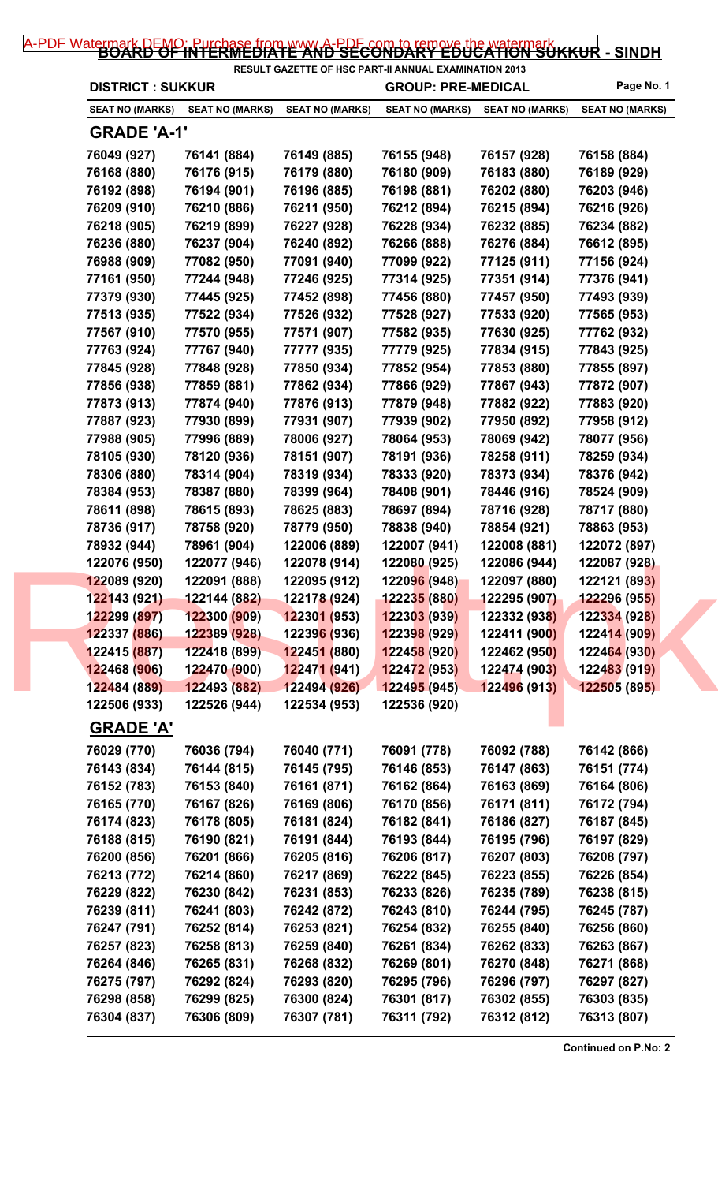A-PDF Watermark DEMO: Purchase from www.A-PDF.com to remove the watermark

# BOARD OF INTERMEDIATE AND SECONDARY EDUCATION SUKKUR - SINDH

RESULT GAZETTE OF HSC PART-II ANNUAL EXAMINATION 2013

**DISTRICT : SUKKUR** **GROUP: PRE-MEDICAL**

| SEAT NO (MARKS) | SEAT NO (MARKS) | SEAT NO (MARKS) | SEAT NO (MARKS) | SEAT NO (MARKS) | SEAT NO (MARKS) |
|---|---|---|---|---|---|

## GRADE 'A-1'

| | | | | | |
|---|---|---|---|---|---|
| 76049 (927) | 76141 (884) | 76149 (885) | 76155 (948) | 76157 (928) | 76158 (884) |
| 76168 (880) | 76176 (915) | 76179 (880) | 76180 (909) | 76183 (880) | 76189 (929) |
| 76192 (898) | 76194 (901) | 76196 (885) | 76198 (881) | 76202 (880) | 76203 (946) |
| 76209 (910) | 76210 (886) | 76211 (950) | 76212 (894) | 76215 (894) | 76216 (926) |
| 76218 (905) | 76219 (899) | 76227 (928) | 76228 (934) | 76232 (885) | 76234 (882) |
| 76236 (880) | 76237 (904) | 76240 (892) | 76266 (888) | 76276 (884) | 76612 (895) |
| 76988 (909) | 77082 (950) | 77091 (940) | 77099 (922) | 77125 (911) | 77156 (924) |
| 77161 (950) | 77244 (948) | 77246 (925) | 77314 (925) | 77351 (914) | 77376 (941) |
| 77379 (930) | 77445 (925) | 77452 (898) | 77456 (880) | 77457 (950) | 77493 (939) |
| 77513 (935) | 77522 (934) | 77526 (932) | 77528 (927) | 77533 (920) | 77565 (953) |
| 77567 (910) | 77570 (955) | 77571 (907) | 77582 (935) | 77630 (925) | 77762 (932) |
| 77763 (924) | 77767 (940) | 77777 (935) | 77779 (925) | 77834 (915) | 77843 (925) |
| 77845 (928) | 77848 (928) | 77850 (934) | 77852 (954) | 77853 (880) | 77855 (897) |
| 77856 (938) | 77859 (881) | 77862 (934) | 77866 (929) | 77867 (943) | 77872 (907) |
| 77873 (913) | 77874 (940) | 77876 (913) | 77879 (948) | 77882 (922) | 77883 (920) |
| 77887 (923) | 77930 (899) | 77931 (907) | 77939 (902) | 77950 (892) | 77958 (912) |
| 77988 (905) | 77996 (889) | 78006 (927) | 78064 (953) | 78069 (942) | 78077 (956) |
| 78105 (930) | 78120 (936) | 78151 (907) | 78191 (936) | 78258 (911) | 78259 (934) |
| 78306 (880) | 78314 (904) | 78319 (934) | 78333 (920) | 78373 (934) | 78376 (942) |
| 78384 (953) | 78387 (880) | 78399 (964) | 78408 (901) | 78446 (916) | 78524 (909) |
| 78611 (898) | 78615 (893) | 78625 (883) | 78697 (894) | 78716 (928) | 78717 (880) |
| 78736 (917) | 78758 (920) | 78779 (950) | 78838 (940) | 78854 (921) | 78863 (953) |
| 78932 (944) | 78961 (904) | 122006 (889) | 122007 (941) | 122008 (881) | 122072 (897) |
| 122076 (950) | 122077 (946) | 122078 (914) | 122080 (925) | 122086 (944) | 122087 (928) |
| 122089 (920) | 122091 (888) | 122095 (912) | 122096 (948) | 122097 (880) | 122121 (893) |
| 122143 (921) | 122144 (882) | 122178 (924) | 122235 (880) | 122295 (907) | 122296 (955) |
| 122299 (897) | 122300 (909) | 122301 (953) | 122303 (939) | 122332 (938) | 122334 (928) |
| 122337 (886) | 122389 (928) | 122396 (936) | 122398 (929) | 122411 (900) | 122414 (909) |
| 122415 (887) | 122418 (899) | 122451 (880) | 122458 (920) | 122462 (950) | 122464 (930) |
| 122468 (906) | 122470 (900) | 122471 (941) | 122472 (953) | 122474 (903) | 122483 (919) |
| 122484 (889) | 122493 (882) | 122494 (926) | 122495 (945) | 122496 (913) | 122505 (895) |
| 122506 (933) | 122526 (944) | 122534 (953) | 122536 (920) | | |

## GRADE 'A'

| | | | | | |
|---|---|---|---|---|---|
| 76029 (770) | 76036 (794) | 76040 (771) | 76091 (778) | 76092 (788) | 76142 (866) |
| 76143 (834) | 76144 (815) | 76145 (795) | 76146 (853) | 76147 (863) | 76151 (774) |
| 76152 (783) | 76153 (840) | 76161 (871) | 76162 (864) | 76163 (869) | 76164 (806) |
| 76165 (770) | 76167 (826) | 76169 (806) | 76170 (856) | 76171 (811) | 76172 (794) |
| 76174 (823) | 76178 (805) | 76181 (824) | 76182 (841) | 76186 (827) | 76187 (845) |
| 76188 (815) | 76190 (821) | 76191 (844) | 76193 (844) | 76195 (796) | 76197 (829) |
| 76200 (856) | 76201 (866) | 76205 (816) | 76206 (817) | 76207 (803) | 76208 (797) |
| 76213 (772) | 76214 (860) | 76217 (869) | 76222 (845) | 76223 (855) | 76226 (854) |
| 76229 (822) | 76230 (842) | 76231 (853) | 76233 (826) | 76235 (789) | 76238 (815) |
| 76239 (811) | 76241 (803) | 76242 (872) | 76243 (810) | 76244 (795) | 76245 (787) |
| 76247 (791) | 76252 (814) | 76253 (821) | 76254 (832) | 76255 (840) | 76256 (860) |
| 76257 (823) | 76258 (813) | 76259 (840) | 76261 (834) | 76262 (833) | 76263 (867) |
| 76264 (846) | 76265 (831) | 76268 (832) | 76269 (801) | 76270 (848) | 76271 (868) |
| 76275 (797) | 76292 (824) | 76293 (820) | 76295 (796) | 76296 (797) | 76297 (827) |
| 76298 (858) | 76299 (825) | 76300 (824) | 76301 (817) | 76302 (855) | 76303 (835) |
| 76304 (837) | 76306 (809) | 76307 (781) | 76311 (792) | 76312 (812) | 76313 (807) |

**Continued on P.No: 2**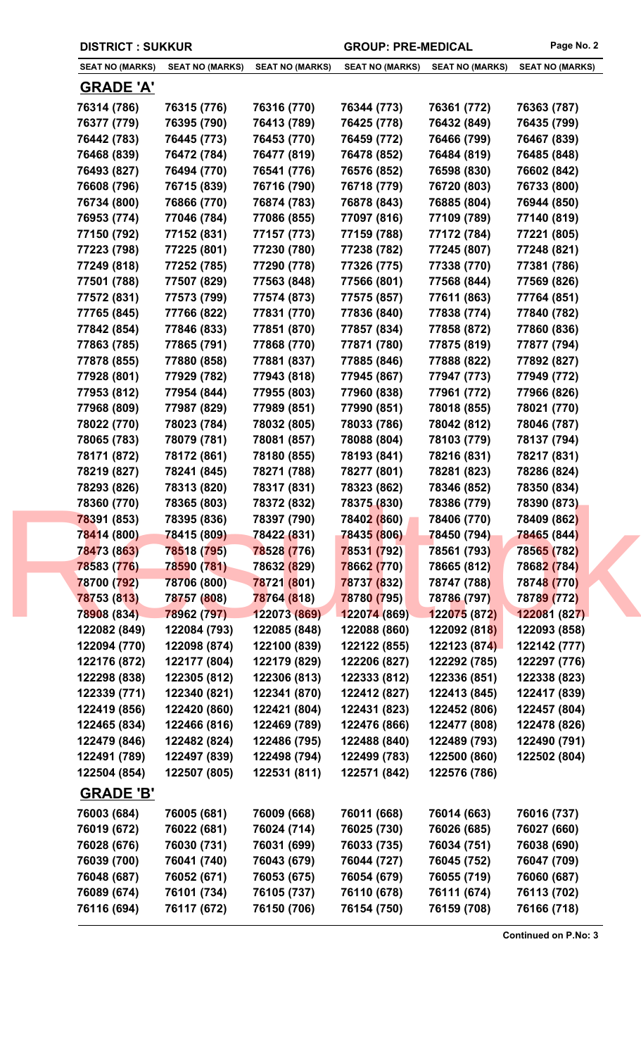**DISTRICT : SUKKUR** **GROUP: PRE-MEDICAL**

| SEAT NO (MARKS) | SEAT NO (MARKS) | SEAT NO (MARKS) | SEAT NO (MARKS) | SEAT NO (MARKS) | SEAT NO (MARKS) |
|---|---|---|---|---|---|

## GRADE 'A'

| | | | | | |
|---|---|---|---|---|---|
| 76314 (786) | 76315 (776) | 76316 (770) | 76344 (773) | 76361 (772) | 76363 (787) |
| 76377 (779) | 76395 (790) | 76413 (789) | 76425 (778) | 76432 (849) | 76435 (799) |
| 76442 (783) | 76445 (773) | 76453 (770) | 76459 (772) | 76466 (799) | 76467 (839) |
| 76468 (839) | 76472 (784) | 76477 (819) | 76478 (852) | 76484 (819) | 76485 (848) |
| 76493 (827) | 76494 (770) | 76541 (776) | 76576 (852) | 76598 (830) | 76602 (842) |
| 76608 (796) | 76715 (839) | 76716 (790) | 76718 (779) | 76720 (803) | 76733 (800) |
| 76734 (800) | 76866 (770) | 76874 (783) | 76878 (843) | 76885 (804) | 76944 (850) |
| 76953 (774) | 77046 (784) | 77086 (855) | 77097 (816) | 77109 (789) | 77140 (819) |
| 77150 (792) | 77152 (831) | 77157 (773) | 77159 (788) | 77172 (784) | 77221 (805) |
| 77223 (798) | 77225 (801) | 77230 (780) | 77238 (782) | 77245 (807) | 77248 (821) |
| 77249 (818) | 77252 (785) | 77290 (778) | 77326 (775) | 77338 (770) | 77381 (786) |
| 77501 (788) | 77507 (829) | 77563 (848) | 77566 (801) | 77568 (844) | 77569 (826) |
| 77572 (831) | 77573 (799) | 77574 (873) | 77575 (857) | 77611 (863) | 77764 (851) |
| 77765 (845) | 77766 (822) | 77831 (770) | 77836 (840) | 77838 (774) | 77840 (782) |
| 77842 (854) | 77846 (833) | 77851 (870) | 77857 (834) | 77858 (872) | 77860 (836) |
| 77863 (785) | 77865 (791) | 77868 (770) | 77871 (780) | 77875 (819) | 77877 (794) |
| 77878 (855) | 77880 (858) | 77881 (837) | 77885 (846) | 77888 (822) | 77892 (827) |
| 77928 (801) | 77929 (782) | 77943 (818) | 77945 (867) | 77947 (773) | 77949 (772) |
| 77953 (812) | 77954 (844) | 77955 (803) | 77960 (838) | 77961 (772) | 77966 (826) |
| 77968 (809) | 77987 (829) | 77989 (851) | 77990 (851) | 78018 (855) | 78021 (770) |
| 78022 (770) | 78023 (784) | 78032 (805) | 78033 (786) | 78042 (812) | 78046 (787) |
| 78065 (783) | 78079 (781) | 78081 (857) | 78088 (804) | 78103 (779) | 78137 (794) |
| 78171 (872) | 78172 (861) | 78180 (855) | 78193 (841) | 78216 (831) | 78217 (831) |
| 78219 (827) | 78241 (845) | 78271 (788) | 78277 (801) | 78281 (823) | 78286 (824) |
| 78293 (826) | 78313 (820) | 78317 (831) | 78323 (862) | 78346 (852) | 78350 (834) |
| 78360 (770) | 78365 (803) | 78372 (832) | 78375 (830) | 78386 (779) | 78390 (873) |
| 78391 (853) | 78395 (836) | 78397 (790) | 78402 (860) | 78406 (770) | 78409 (862) |
| 78414 (800) | 78415 (809) | 78422 (831) | 78435 (806) | 78450 (794) | 78465 (844) |
| 78473 (863) | 78518 (795) | 78528 (776) | 78531 (792) | 78561 (793) | 78565 (782) |
| 78583 (776) | 78590 (781) | 78632 (829) | 78662 (770) | 78665 (812) | 78682 (784) |
| 78700 (792) | 78706 (800) | 78721 (801) | 78737 (832) | 78747 (788) | 78748 (770) |
| 78753 (813) | 78757 (808) | 78764 (818) | 78780 (795) | 78786 (797) | 78789 (772) |
| 78908 (834) | 78962 (797) | 122073 (869) | 122074 (869) | 122075 (872) | 122081 (827) |
| 122082 (849) | 122084 (793) | 122085 (848) | 122088 (860) | 122092 (818) | 122093 (858) |
| 122094 (770) | 122098 (874) | 122100 (839) | 122122 (855) | 122123 (874) | 122142 (777) |
| 122176 (872) | 122177 (804) | 122179 (829) | 122206 (827) | 122292 (785) | 122297 (776) |
| 122298 (838) | 122305 (812) | 122306 (813) | 122333 (812) | 122336 (851) | 122338 (823) |
| 122339 (771) | 122340 (821) | 122341 (870) | 122412 (827) | 122413 (845) | 122417 (839) |
| 122419 (856) | 122420 (860) | 122421 (804) | 122431 (823) | 122452 (806) | 122457 (804) |
| 122465 (834) | 122466 (816) | 122469 (789) | 122476 (866) | 122477 (808) | 122478 (826) |
| 122479 (846) | 122482 (824) | 122486 (795) | 122488 (840) | 122489 (793) | 122490 (791) |
| 122491 (789) | 122497 (839) | 122498 (794) | 122499 (783) | 122500 (860) | 122502 (804) |
| 122504 (854) | 122507 (805) | 122531 (811) | 122571 (842) | 122576 (786) | |

## GRADE 'B'

| | | | | | |
|---|---|---|---|---|---|
| 76003 (684) | 76005 (681) | 76009 (668) | 76011 (668) | 76014 (663) | 76016 (737) |
| 76019 (672) | 76022 (681) | 76024 (714) | 76025 (730) | 76026 (685) | 76027 (660) |
| 76028 (676) | 76030 (731) | 76031 (699) | 76033 (735) | 76034 (751) | 76038 (690) |
| 76039 (700) | 76041 (740) | 76043 (679) | 76044 (727) | 76045 (752) | 76047 (709) |
| 76048 (687) | 76052 (671) | 76053 (675) | 76054 (679) | 76055 (719) | 76060 (687) |
| 76089 (674) | 76101 (734) | 76105 (737) | 76110 (678) | 76111 (674) | 76113 (702) |
| 76116 (694) | 76117 (672) | 76150 (706) | 76154 (750) | 76159 (708) | 76166 (718) |

**Continued on P.No: 3**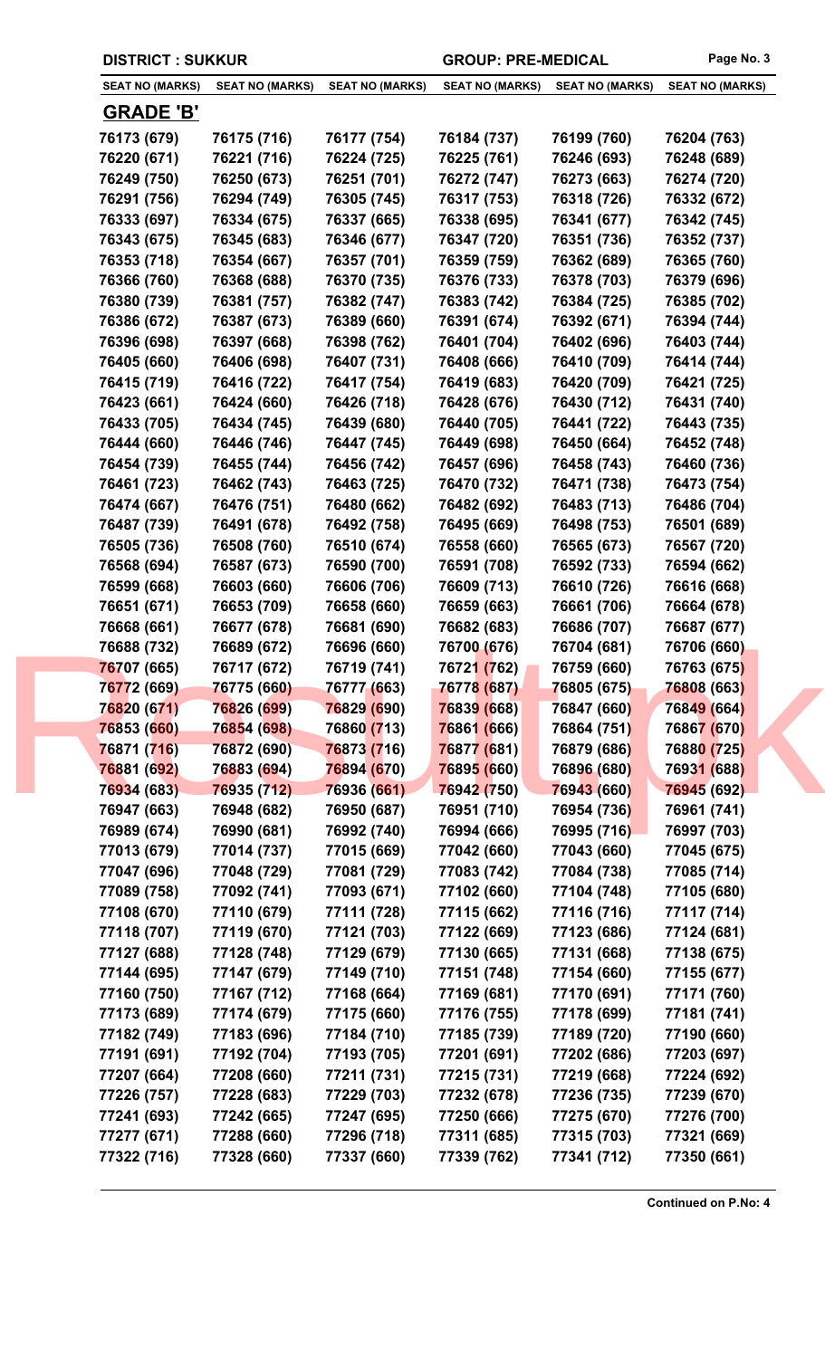DISTRICT : SUKKUR | GROUP: PRE-MEDICAL

| SEAT NO (MARKS) | SEAT NO (MARKS) | SEAT NO (MARKS) | SEAT NO (MARKS) | SEAT NO (MARKS) | SEAT NO (MARKS) |
|---|---|---|---|---|---|
| **GRADE 'B'** | | | | | |
| 76173 (679) | 76175 (716) | 76177 (754) | 76184 (737) | 76199 (760) | 76204 (763) |
| 76220 (671) | 76221 (716) | 76224 (725) | 76225 (761) | 76246 (693) | 76248 (689) |
| 76249 (750) | 76250 (673) | 76251 (701) | 76272 (747) | 76273 (663) | 76274 (720) |
| 76291 (756) | 76294 (749) | 76305 (745) | 76317 (753) | 76318 (726) | 76332 (672) |
| 76333 (697) | 76334 (675) | 76337 (665) | 76338 (695) | 76341 (677) | 76342 (745) |
| 76343 (675) | 76345 (683) | 76346 (677) | 76347 (720) | 76351 (736) | 76352 (737) |
| 76353 (718) | 76354 (667) | 76357 (701) | 76359 (759) | 76362 (689) | 76365 (760) |
| 76366 (760) | 76368 (688) | 76370 (735) | 76376 (733) | 76378 (703) | 76379 (696) |
| 76380 (739) | 76381 (757) | 76382 (747) | 76383 (742) | 76384 (725) | 76385 (702) |
| 76386 (672) | 76387 (673) | 76389 (660) | 76391 (674) | 76392 (671) | 76394 (744) |
| 76396 (698) | 76397 (668) | 76398 (762) | 76401 (704) | 76402 (696) | 76403 (744) |
| 76405 (660) | 76406 (698) | 76407 (731) | 76408 (666) | 76410 (709) | 76414 (744) |
| 76415 (719) | 76416 (722) | 76417 (754) | 76419 (683) | 76420 (709) | 76421 (725) |
| 76423 (661) | 76424 (660) | 76426 (718) | 76428 (676) | 76430 (712) | 76431 (740) |
| 76433 (705) | 76434 (745) | 76439 (680) | 76440 (705) | 76441 (722) | 76443 (735) |
| 76444 (660) | 76446 (746) | 76447 (745) | 76449 (698) | 76450 (664) | 76452 (748) |
| 76454 (739) | 76455 (744) | 76456 (742) | 76457 (696) | 76458 (743) | 76460 (736) |
| 76461 (723) | 76462 (743) | 76463 (725) | 76470 (732) | 76471 (738) | 76473 (754) |
| 76474 (667) | 76476 (751) | 76480 (662) | 76482 (692) | 76483 (713) | 76486 (704) |
| 76487 (739) | 76491 (678) | 76492 (758) | 76495 (669) | 76498 (753) | 76501 (689) |
| 76505 (736) | 76508 (760) | 76510 (674) | 76558 (660) | 76565 (673) | 76567 (720) |
| 76568 (694) | 76587 (673) | 76590 (700) | 76591 (708) | 76592 (733) | 76594 (662) |
| 76599 (668) | 76603 (660) | 76606 (706) | 76609 (713) | 76610 (726) | 76616 (668) |
| 76651 (671) | 76653 (709) | 76658 (660) | 76659 (663) | 76661 (706) | 76664 (678) |
| 76668 (661) | 76677 (678) | 76681 (690) | 76682 (683) | 76686 (707) | 76687 (677) |
| 76688 (732) | 76689 (672) | 76696 (660) | 76700 (676) | 76704 (681) | 76706 (660) |
| 76707 (665) | 76717 (672) | 76719 (741) | 76721 (762) | 76759 (660) | 76763 (675) |
| 76772 (669) | 76775 (660) | 76777 (663) | 76778 (687) | 76805 (675) | 76808 (663) |
| 76820 (671) | 76826 (699) | 76829 (690) | 76839 (668) | 76847 (660) | 76849 (664) |
| 76853 (660) | 76854 (698) | 76860 (713) | 76861 (666) | 76864 (751) | 76867 (670) |
| 76871 (716) | 76872 (690) | 76873 (716) | 76877 (681) | 76879 (686) | 76880 (725) |
| 76881 (692) | 76883 (694) | 76894 (670) | 76895 (660) | 76896 (680) | 76931 (688) |
| 76934 (683) | 76935 (712) | 76936 (661) | 76942 (750) | 76943 (660) | 76945 (692) |
| 76947 (663) | 76948 (682) | 76950 (687) | 76951 (710) | 76954 (736) | 76961 (741) |
| 76989 (674) | 76990 (681) | 76992 (740) | 76994 (666) | 76995 (716) | 76997 (703) |
| 77013 (679) | 77014 (737) | 77015 (669) | 77042 (660) | 77043 (660) | 77045 (675) |
| 77047 (696) | 77048 (729) | 77081 (729) | 77083 (742) | 77084 (738) | 77085 (714) |
| 77089 (758) | 77092 (741) | 77093 (671) | 77102 (660) | 77104 (748) | 77105 (680) |
| 77108 (670) | 77110 (679) | 77111 (728) | 77115 (662) | 77116 (716) | 77117 (714) |
| 77118 (707) | 77119 (670) | 77121 (703) | 77122 (669) | 77123 (686) | 77124 (681) |
| 77127 (688) | 77128 (748) | 77129 (679) | 77130 (665) | 77131 (668) | 77138 (675) |
| 77144 (695) | 77147 (679) | 77149 (710) | 77151 (748) | 77154 (660) | 77155 (677) |
| 77160 (750) | 77167 (712) | 77168 (664) | 77169 (681) | 77170 (691) | 77171 (760) |
| 77173 (689) | 77174 (679) | 77175 (660) | 77176 (755) | 77178 (699) | 77181 (741) |
| 77182 (749) | 77183 (696) | 77184 (710) | 77185 (739) | 77189 (720) | 77190 (660) |
| 77191 (691) | 77192 (704) | 77193 (705) | 77201 (691) | 77202 (686) | 77203 (697) |
| 77207 (664) | 77208 (660) | 77211 (731) | 77215 (731) | 77219 (668) | 77224 (692) |
| 77226 (757) | 77228 (683) | 77229 (703) | 77232 (678) | 77236 (735) | 77239 (670) |
| 77241 (693) | 77242 (665) | 77247 (695) | 77250 (666) | 77275 (670) | 77276 (700) |
| 77277 (671) | 77288 (660) | 77296 (718) | 77311 (685) | 77315 (703) | 77321 (669) |
| 77322 (716) | 77328 (660) | 77337 (660) | 77339 (762) | 77341 (712) | 77350 (661) |

**Continued on P.No: 4**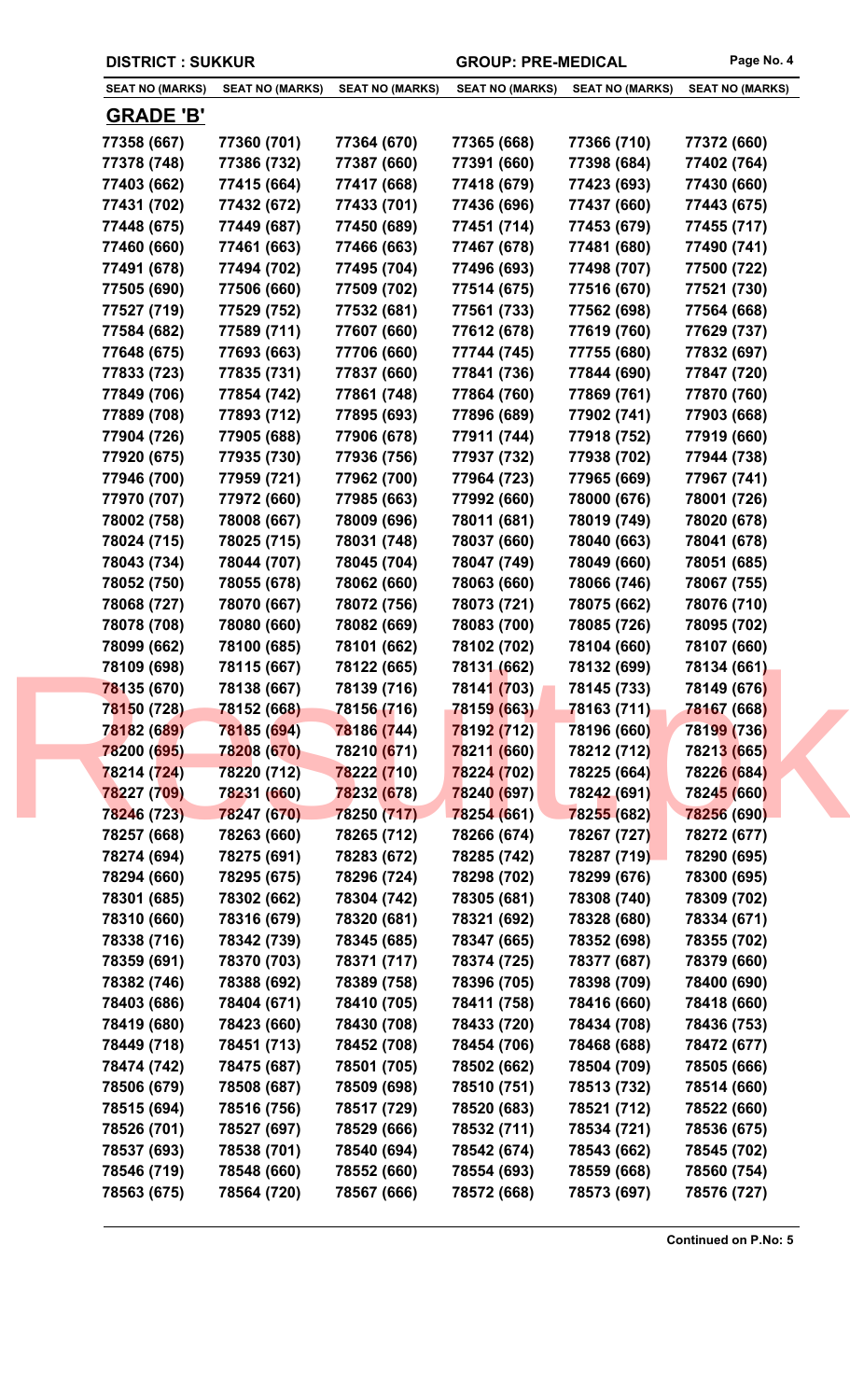**DISTRICT : SUKKUR** **GROUP: PRE-MEDICAL**

## GRADE 'B'

| SEAT NO (MARKS) | SEAT NO (MARKS) | SEAT NO (MARKS) | SEAT NO (MARKS) | SEAT NO (MARKS) | SEAT NO (MARKS) |
|---|---|---|---|---|---|
| 77358 (667) | 77360 (701) | 77364 (670) | 77365 (668) | 77366 (710) | 77372 (660) |
| 77378 (748) | 77386 (732) | 77387 (660) | 77391 (660) | 77398 (684) | 77402 (764) |
| 77403 (662) | 77415 (664) | 77417 (668) | 77418 (679) | 77423 (693) | 77430 (660) |
| 77431 (702) | 77432 (672) | 77433 (701) | 77436 (696) | 77437 (660) | 77443 (675) |
| 77448 (675) | 77449 (687) | 77450 (689) | 77451 (714) | 77453 (679) | 77455 (717) |
| 77460 (660) | 77461 (663) | 77466 (663) | 77467 (678) | 77481 (680) | 77490 (741) |
| 77491 (678) | 77494 (702) | 77495 (704) | 77496 (693) | 77498 (707) | 77500 (722) |
| 77505 (690) | 77506 (660) | 77509 (702) | 77514 (675) | 77516 (670) | 77521 (730) |
| 77527 (719) | 77529 (752) | 77532 (681) | 77561 (733) | 77562 (698) | 77564 (668) |
| 77584 (682) | 77589 (711) | 77607 (660) | 77612 (678) | 77619 (760) | 77629 (737) |
| 77648 (675) | 77693 (663) | 77706 (660) | 77744 (745) | 77755 (680) | 77832 (697) |
| 77833 (723) | 77835 (731) | 77837 (660) | 77841 (736) | 77844 (690) | 77847 (720) |
| 77849 (706) | 77854 (742) | 77861 (748) | 77864 (760) | 77869 (761) | 77870 (760) |
| 77889 (708) | 77893 (712) | 77895 (693) | 77896 (689) | 77902 (741) | 77903 (668) |
| 77904 (726) | 77905 (688) | 77906 (678) | 77911 (744) | 77918 (752) | 77919 (660) |
| 77920 (675) | 77935 (730) | 77936 (756) | 77937 (732) | 77938 (702) | 77944 (738) |
| 77946 (700) | 77959 (721) | 77962 (700) | 77964 (723) | 77965 (669) | 77967 (741) |
| 77970 (707) | 77972 (660) | 77985 (663) | 77992 (660) | 78000 (676) | 78001 (726) |
| 78002 (758) | 78008 (667) | 78009 (696) | 78011 (681) | 78019 (749) | 78020 (678) |
| 78024 (715) | 78025 (715) | 78031 (748) | 78037 (660) | 78040 (663) | 78041 (678) |
| 78043 (734) | 78044 (707) | 78045 (704) | 78047 (749) | 78049 (660) | 78051 (685) |
| 78052 (750) | 78055 (678) | 78062 (660) | 78063 (660) | 78066 (746) | 78067 (755) |
| 78068 (727) | 78070 (667) | 78072 (756) | 78073 (721) | 78075 (662) | 78076 (710) |
| 78078 (708) | 78080 (660) | 78082 (669) | 78083 (700) | 78085 (726) | 78095 (702) |
| 78099 (662) | 78100 (685) | 78101 (662) | 78102 (702) | 78104 (660) | 78107 (660) |
| 78109 (698) | 78115 (667) | 78122 (665) | 78131 (662) | 78132 (699) | 78134 (661) |
| 78135 (670) | 78138 (667) | 78139 (716) | 78141 (703) | 78145 (733) | 78149 (676) |
| 78150 (728) | 78152 (668) | 78156 (716) | 78159 (663) | 78163 (711) | 78167 (668) |
| 78182 (689) | 78185 (694) | 78186 (744) | 78192 (712) | 78196 (660) | 78199 (736) |
| 78200 (695) | 78208 (670) | 78210 (671) | 78211 (660) | 78212 (712) | 78213 (665) |
| 78214 (724) | 78220 (712) | 78222 (710) | 78224 (702) | 78225 (664) | 78226 (684) |
| 78227 (709) | 78231 (660) | 78232 (678) | 78240 (697) | 78242 (691) | 78245 (660) |
| 78246 (723) | 78247 (670) | 78250 (717) | 78254 (661) | 78255 (682) | 78256 (690) |
| 78257 (668) | 78263 (660) | 78265 (712) | 78266 (674) | 78267 (727) | 78272 (677) |
| 78274 (694) | 78275 (691) | 78283 (672) | 78285 (742) | 78287 (719) | 78290 (695) |
| 78294 (660) | 78295 (675) | 78296 (724) | 78298 (702) | 78299 (676) | 78300 (695) |
| 78301 (685) | 78302 (662) | 78304 (742) | 78305 (681) | 78308 (740) | 78309 (702) |
| 78310 (660) | 78316 (679) | 78320 (681) | 78321 (692) | 78328 (680) | 78334 (671) |
| 78338 (716) | 78342 (739) | 78345 (685) | 78347 (665) | 78352 (698) | 78355 (702) |
| 78359 (691) | 78370 (703) | 78371 (717) | 78374 (725) | 78377 (687) | 78379 (660) |
| 78382 (746) | 78388 (692) | 78389 (758) | 78396 (705) | 78398 (709) | 78400 (690) |
| 78403 (686) | 78404 (671) | 78410 (705) | 78411 (758) | 78416 (660) | 78418 (660) |
| 78419 (680) | 78423 (660) | 78430 (708) | 78433 (720) | 78434 (708) | 78436 (753) |
| 78449 (718) | 78451 (713) | 78452 (708) | 78454 (706) | 78468 (688) | 78472 (677) |
| 78474 (742) | 78475 (687) | 78501 (705) | 78502 (662) | 78504 (709) | 78505 (666) |
| 78506 (679) | 78508 (687) | 78509 (698) | 78510 (751) | 78513 (732) | 78514 (660) |
| 78515 (694) | 78516 (756) | 78517 (729) | 78520 (683) | 78521 (712) | 78522 (660) |
| 78526 (701) | 78527 (697) | 78529 (666) | 78532 (711) | 78534 (721) | 78536 (675) |
| 78537 (693) | 78538 (701) | 78540 (694) | 78542 (674) | 78543 (662) | 78545 (702) |
| 78546 (719) | 78548 (660) | 78552 (660) | 78554 (693) | 78559 (668) | 78560 (754) |
| 78563 (675) | 78564 (720) | 78567 (666) | 78572 (668) | 78573 (697) | 78576 (727) |

**Continued on P.No: 5**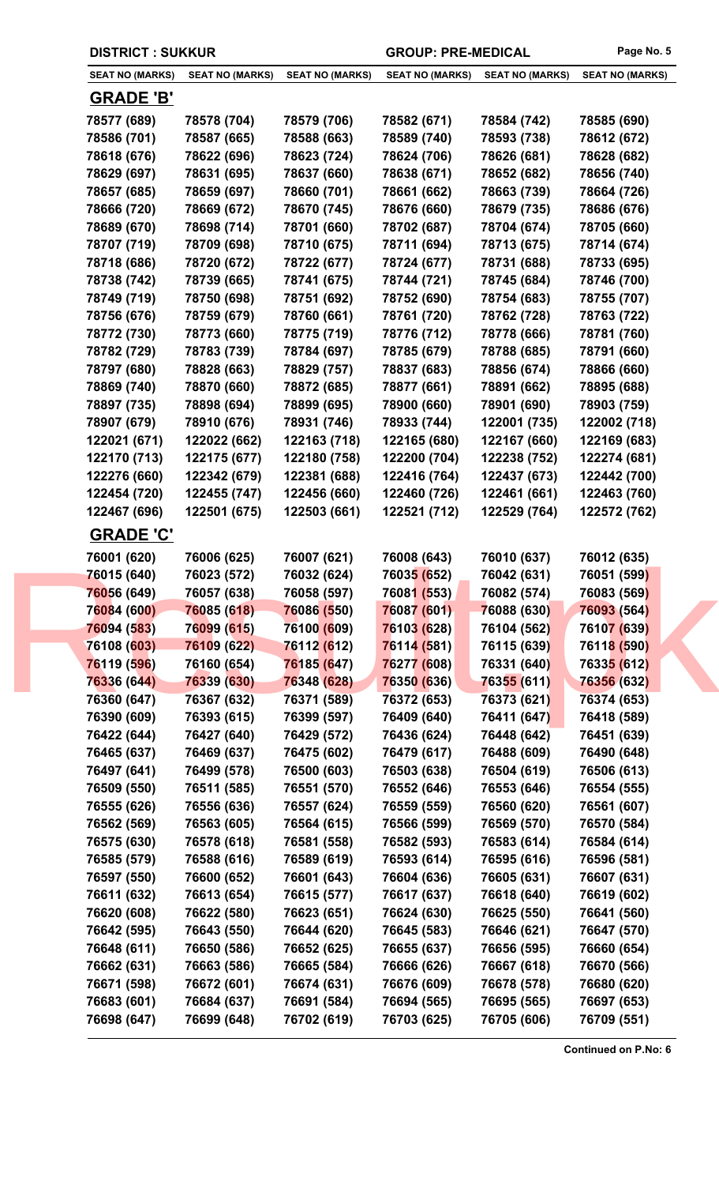**DISTRICT : SUKKUR** **GROUP: PRE-MEDICAL**

| SEAT NO (MARKS) | SEAT NO (MARKS) | SEAT NO (MARKS) | SEAT NO (MARKS) | SEAT NO (MARKS) | SEAT NO (MARKS) |
|---|---|---|---|---|---|

## GRADE 'B'

| | | | | | |
|---|---|---|---|---|---|
| 78577 (689) | 78578 (704) | 78579 (706) | 78582 (671) | 78584 (742) | 78585 (690) |
| 78586 (701) | 78587 (665) | 78588 (663) | 78589 (740) | 78593 (738) | 78612 (672) |
| 78618 (676) | 78622 (696) | 78623 (724) | 78624 (706) | 78626 (681) | 78628 (682) |
| 78629 (697) | 78631 (695) | 78637 (660) | 78638 (671) | 78652 (682) | 78656 (740) |
| 78657 (685) | 78659 (697) | 78660 (701) | 78661 (662) | 78663 (739) | 78664 (726) |
| 78666 (720) | 78669 (672) | 78670 (745) | 78676 (660) | 78679 (735) | 78686 (676) |
| 78689 (670) | 78698 (714) | 78701 (660) | 78702 (687) | 78704 (674) | 78705 (660) |
| 78707 (719) | 78709 (698) | 78710 (675) | 78711 (694) | 78713 (675) | 78714 (674) |
| 78718 (686) | 78720 (672) | 78722 (677) | 78724 (677) | 78731 (688) | 78733 (695) |
| 78738 (742) | 78739 (665) | 78741 (675) | 78744 (721) | 78745 (684) | 78746 (700) |
| 78749 (719) | 78750 (698) | 78751 (692) | 78752 (690) | 78754 (683) | 78755 (707) |
| 78756 (676) | 78759 (679) | 78760 (661) | 78761 (720) | 78762 (728) | 78763 (722) |
| 78772 (730) | 78773 (660) | 78775 (719) | 78776 (712) | 78778 (666) | 78781 (760) |
| 78782 (729) | 78783 (739) | 78784 (697) | 78785 (679) | 78788 (685) | 78791 (660) |
| 78797 (680) | 78828 (663) | 78829 (757) | 78837 (683) | 78856 (674) | 78866 (660) |
| 78869 (740) | 78870 (660) | 78872 (685) | 78877 (661) | 78891 (662) | 78895 (688) |
| 78897 (735) | 78898 (694) | 78899 (695) | 78900 (660) | 78901 (690) | 78903 (759) |
| 78907 (679) | 78910 (676) | 78931 (746) | 78933 (744) | 122001 (735) | 122002 (718) |
| 122021 (671) | 122022 (662) | 122163 (718) | 122165 (680) | 122167 (660) | 122169 (683) |
| 122170 (713) | 122175 (677) | 122180 (758) | 122200 (704) | 122238 (752) | 122274 (681) |
| 122276 (660) | 122342 (679) | 122381 (688) | 122416 (764) | 122437 (673) | 122442 (700) |
| 122454 (720) | 122455 (747) | 122456 (660) | 122460 (726) | 122461 (661) | 122463 (760) |
| 122467 (696) | 122501 (675) | 122503 (661) | 122521 (712) | 122529 (764) | 122572 (762) |

## GRADE 'C'

| | | | | | |
|---|---|---|---|---|---|
| 76001 (620) | 76006 (625) | 76007 (621) | 76008 (643) | 76010 (637) | 76012 (635) |
| 76015 (640) | 76023 (572) | 76032 (624) | 76035 (652) | 76042 (631) | 76051 (599) |
| 76056 (649) | 76057 (638) | 76058 (597) | 76081 (553) | 76082 (574) | 76083 (569) |
| 76084 (600) | 76085 (618) | 76086 (550) | 76087 (601) | 76088 (630) | 76093 (564) |
| 76094 (583) | 76099 (615) | 76100 (609) | 76103 (628) | 76104 (562) | 76107 (639) |
| 76108 (603) | 76109 (622) | 76112 (612) | 76114 (581) | 76115 (639) | 76118 (590) |
| 76119 (596) | 76160 (654) | 76185 (647) | 76277 (608) | 76331 (640) | 76335 (612) |
| 76336 (644) | 76339 (630) | 76348 (628) | 76350 (636) | 76355 (611) | 76356 (632) |
| 76360 (647) | 76367 (632) | 76371 (589) | 76372 (653) | 76373 (621) | 76374 (653) |
| 76390 (609) | 76393 (615) | 76399 (597) | 76409 (640) | 76411 (647) | 76418 (589) |
| 76422 (644) | 76427 (640) | 76429 (572) | 76436 (624) | 76448 (642) | 76451 (639) |
| 76465 (637) | 76469 (637) | 76475 (602) | 76479 (617) | 76488 (609) | 76490 (648) |
| 76497 (641) | 76499 (578) | 76500 (603) | 76503 (638) | 76504 (619) | 76506 (613) |
| 76509 (550) | 76511 (585) | 76551 (570) | 76552 (646) | 76553 (646) | 76554 (555) |
| 76555 (626) | 76556 (636) | 76557 (624) | 76559 (559) | 76560 (620) | 76561 (607) |
| 76562 (569) | 76563 (605) | 76564 (615) | 76566 (599) | 76569 (570) | 76570 (584) |
| 76575 (630) | 76578 (618) | 76581 (558) | 76582 (593) | 76583 (614) | 76584 (614) |
| 76585 (579) | 76588 (616) | 76589 (619) | 76593 (614) | 76595 (616) | 76596 (581) |
| 76597 (550) | 76600 (652) | 76601 (643) | 76604 (636) | 76605 (631) | 76607 (631) |
| 76611 (632) | 76613 (654) | 76615 (577) | 76617 (637) | 76618 (640) | 76619 (602) |
| 76620 (608) | 76622 (580) | 76623 (651) | 76624 (630) | 76625 (550) | 76641 (560) |
| 76642 (595) | 76643 (550) | 76644 (620) | 76645 (583) | 76646 (621) | 76647 (570) |
| 76648 (611) | 76650 (586) | 76652 (625) | 76655 (637) | 76656 (595) | 76660 (654) |
| 76662 (631) | 76663 (586) | 76665 (584) | 76666 (626) | 76667 (618) | 76670 (566) |
| 76671 (598) | 76672 (601) | 76674 (631) | 76676 (609) | 76678 (578) | 76680 (620) |
| 76683 (601) | 76684 (637) | 76691 (584) | 76694 (565) | 76695 (565) | 76697 (653) |
| 76698 (647) | 76699 (648) | 76702 (619) | 76703 (625) | 76705 (606) | 76709 (551) |

**Continued on P.No: 6**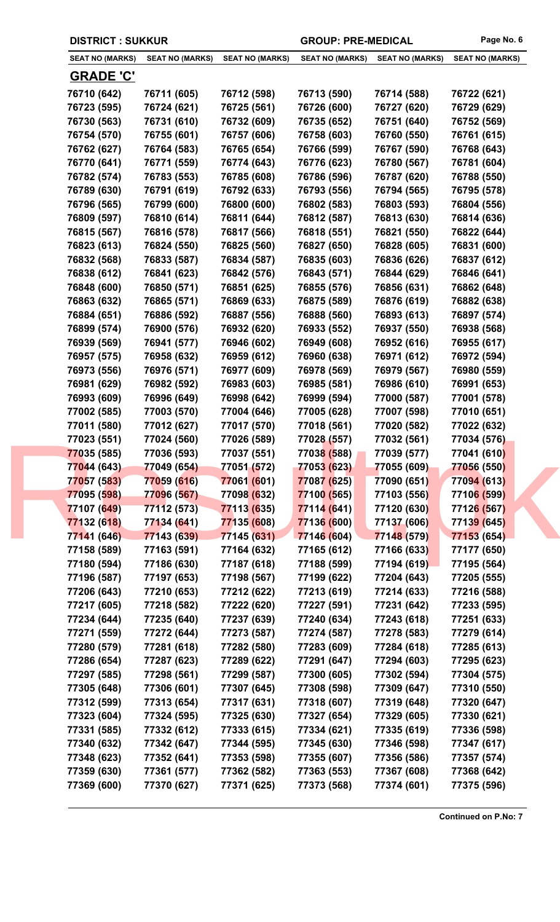**DISTRICT : SUKKUR** **GROUP: PRE-MEDICAL**

| SEAT NO (MARKS) | SEAT NO (MARKS) | SEAT NO (MARKS) | SEAT NO (MARKS) | SEAT NO (MARKS) | SEAT NO (MARKS) |
|---|---|---|---|---|---|

## GRADE 'C'

| | | | | | |
|---|---|---|---|---|---|
| 76710 (642) | 76711 (605) | 76712 (598) | 76713 (590) | 76714 (588) | 76722 (621) |
| 76723 (595) | 76724 (621) | 76725 (561) | 76726 (600) | 76727 (620) | 76729 (629) |
| 76730 (563) | 76731 (610) | 76732 (609) | 76735 (652) | 76751 (640) | 76752 (569) |
| 76754 (570) | 76755 (601) | 76757 (606) | 76758 (603) | 76760 (550) | 76761 (615) |
| 76762 (627) | 76764 (583) | 76765 (654) | 76766 (599) | 76767 (590) | 76768 (643) |
| 76770 (641) | 76771 (559) | 76774 (643) | 76776 (623) | 76780 (567) | 76781 (604) |
| 76782 (574) | 76783 (553) | 76785 (608) | 76786 (596) | 76787 (620) | 76788 (550) |
| 76789 (630) | 76791 (619) | 76792 (633) | 76793 (556) | 76794 (565) | 76795 (578) |
| 76796 (565) | 76799 (600) | 76800 (600) | 76802 (583) | 76803 (593) | 76804 (556) |
| 76809 (597) | 76810 (614) | 76811 (644) | 76812 (587) | 76813 (630) | 76814 (636) |
| 76815 (567) | 76816 (578) | 76817 (566) | 76818 (551) | 76821 (550) | 76822 (644) |
| 76823 (613) | 76824 (550) | 76825 (560) | 76827 (650) | 76828 (605) | 76831 (600) |
| 76832 (568) | 76833 (587) | 76834 (587) | 76835 (603) | 76836 (626) | 76837 (612) |
| 76838 (612) | 76841 (623) | 76842 (576) | 76843 (571) | 76844 (629) | 76846 (641) |
| 76848 (600) | 76850 (571) | 76851 (625) | 76855 (576) | 76856 (631) | 76862 (648) |
| 76863 (632) | 76865 (571) | 76869 (633) | 76875 (589) | 76876 (619) | 76882 (638) |
| 76884 (651) | 76886 (592) | 76887 (556) | 76888 (560) | 76893 (613) | 76897 (574) |
| 76899 (574) | 76900 (576) | 76932 (620) | 76933 (552) | 76937 (550) | 76938 (568) |
| 76939 (569) | 76941 (577) | 76946 (602) | 76949 (608) | 76952 (616) | 76955 (617) |
| 76957 (575) | 76958 (632) | 76959 (612) | 76960 (638) | 76971 (612) | 76972 (594) |
| 76973 (556) | 76976 (571) | 76977 (609) | 76978 (569) | 76979 (567) | 76980 (559) |
| 76981 (629) | 76982 (592) | 76983 (603) | 76985 (581) | 76986 (610) | 76991 (653) |
| 76993 (609) | 76996 (649) | 76998 (642) | 76999 (594) | 77000 (587) | 77001 (578) |
| 77002 (585) | 77003 (570) | 77004 (646) | 77005 (628) | 77007 (598) | 77010 (651) |
| 77011 (580) | 77012 (627) | 77017 (570) | 77018 (561) | 77020 (582) | 77022 (632) |
| 77023 (551) | 77024 (560) | 77026 (589) | 77028 (557) | 77032 (561) | 77034 (576) |
| 77035 (585) | 77036 (593) | 77037 (551) | 77038 (588) | 77039 (577) | 77041 (610) |
| 77044 (643) | 77049 (654) | 77051 (572) | 77053 (623) | 77055 (609) | 77056 (550) |
| 77057 (583) | 77059 (616) | 77061 (601) | 77087 (625) | 77090 (651) | 77094 (613) |
| 77095 (598) | 77096 (567) | 77098 (632) | 77100 (565) | 77103 (556) | 77106 (599) |
| 77107 (649) | 77112 (573) | 77113 (635) | 77114 (641) | 77120 (630) | 77126 (567) |
| 77132 (618) | 77134 (641) | 77135 (608) | 77136 (600) | 77137 (606) | 77139 (645) |
| 77141 (646) | 77143 (639) | 77145 (631) | 77146 (604) | 77148 (579) | 77153 (654) |
| 77158 (589) | 77163 (591) | 77164 (632) | 77165 (612) | 77166 (633) | 77177 (650) |
| 77180 (594) | 77186 (630) | 77187 (618) | 77188 (599) | 77194 (619) | 77195 (564) |
| 77196 (587) | 77197 (653) | 77198 (567) | 77199 (622) | 77204 (643) | 77205 (555) |
| 77206 (643) | 77210 (653) | 77212 (622) | 77213 (619) | 77214 (633) | 77216 (588) |
| 77217 (605) | 77218 (582) | 77222 (620) | 77227 (591) | 77231 (642) | 77233 (595) |
| 77234 (644) | 77235 (640) | 77237 (639) | 77240 (634) | 77243 (618) | 77251 (633) |
| 77271 (559) | 77272 (644) | 77273 (587) | 77274 (587) | 77278 (583) | 77279 (614) |
| 77280 (579) | 77281 (618) | 77282 (580) | 77283 (609) | 77284 (618) | 77285 (613) |
| 77286 (654) | 77287 (623) | 77289 (622) | 77291 (647) | 77294 (603) | 77295 (623) |
| 77297 (585) | 77298 (561) | 77299 (587) | 77300 (605) | 77302 (594) | 77304 (575) |
| 77305 (648) | 77306 (601) | 77307 (645) | 77308 (598) | 77309 (647) | 77310 (550) |
| 77312 (599) | 77313 (654) | 77317 (631) | 77318 (607) | 77319 (648) | 77320 (647) |
| 77323 (604) | 77324 (595) | 77325 (630) | 77327 (654) | 77329 (605) | 77330 (621) |
| 77331 (585) | 77332 (612) | 77333 (615) | 77334 (621) | 77335 (619) | 77336 (598) |
| 77340 (632) | 77342 (647) | 77344 (595) | 77345 (630) | 77346 (598) | 77347 (617) |
| 77348 (623) | 77352 (641) | 77353 (598) | 77355 (607) | 77356 (586) | 77357 (574) |
| 77359 (630) | 77361 (577) | 77362 (582) | 77363 (553) | 77367 (608) | 77368 (642) |
| 77369 (600) | 77370 (627) | 77371 (625) | 77373 (568) | 77374 (601) | 77375 (596) |

**Continued on P.No: 7**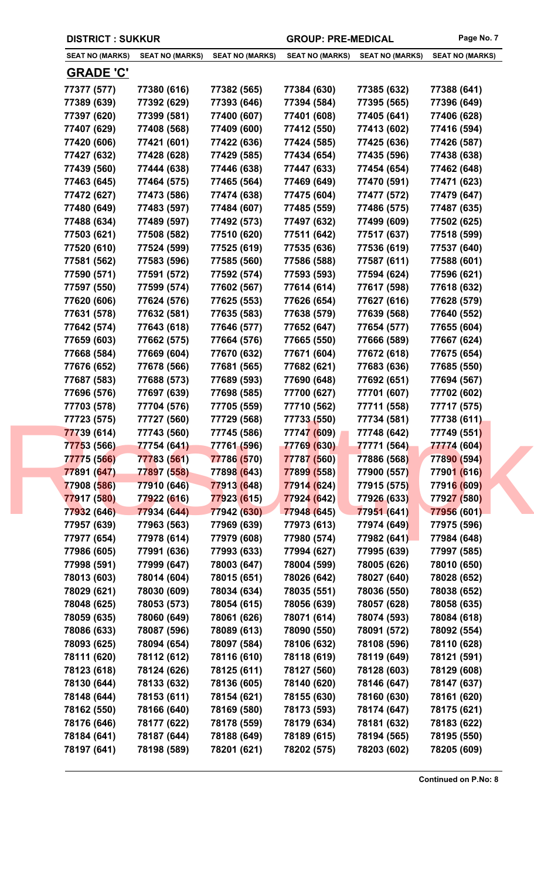**DISTRICT : SUKKUR** **GROUP: PRE-MEDICAL**

| SEAT NO (MARKS) | SEAT NO (MARKS) | SEAT NO (MARKS) | SEAT NO (MARKS) | SEAT NO (MARKS) | SEAT NO (MARKS) |
|---|---|---|---|---|---|

## GRADE 'C'

| | | | | | |
|---|---|---|---|---|---|
| 77377 (577) | 77380 (616) | 77382 (565) | 77384 (630) | 77385 (632) | 77388 (641) |
| 77389 (639) | 77392 (629) | 77393 (646) | 77394 (584) | 77395 (565) | 77396 (649) |
| 77397 (620) | 77399 (581) | 77400 (607) | 77401 (608) | 77405 (641) | 77406 (628) |
| 77407 (629) | 77408 (568) | 77409 (600) | 77412 (550) | 77413 (602) | 77416 (594) |
| 77420 (606) | 77421 (601) | 77422 (636) | 77424 (585) | 77425 (636) | 77426 (587) |
| 77427 (632) | 77428 (628) | 77429 (585) | 77434 (654) | 77435 (596) | 77438 (638) |
| 77439 (560) | 77444 (638) | 77446 (638) | 77447 (633) | 77454 (654) | 77462 (648) |
| 77463 (645) | 77464 (575) | 77465 (564) | 77469 (649) | 77470 (591) | 77471 (623) |
| 77472 (627) | 77473 (586) | 77474 (638) | 77475 (604) | 77477 (572) | 77479 (647) |
| 77480 (649) | 77483 (597) | 77484 (607) | 77485 (559) | 77486 (575) | 77487 (635) |
| 77488 (634) | 77489 (597) | 77492 (573) | 77497 (632) | 77499 (609) | 77502 (625) |
| 77503 (621) | 77508 (582) | 77510 (620) | 77511 (642) | 77517 (637) | 77518 (599) |
| 77520 (610) | 77524 (599) | 77525 (619) | 77535 (636) | 77536 (619) | 77537 (640) |
| 77581 (562) | 77583 (596) | 77585 (560) | 77586 (588) | 77587 (611) | 77588 (601) |
| 77590 (571) | 77591 (572) | 77592 (574) | 77593 (593) | 77594 (624) | 77596 (621) |
| 77597 (550) | 77599 (574) | 77602 (567) | 77614 (614) | 77617 (598) | 77618 (632) |
| 77620 (606) | 77624 (576) | 77625 (553) | 77626 (654) | 77627 (616) | 77628 (579) |
| 77631 (578) | 77632 (581) | 77635 (583) | 77638 (579) | 77639 (568) | 77640 (552) |
| 77642 (574) | 77643 (618) | 77646 (577) | 77652 (647) | 77654 (577) | 77655 (604) |
| 77659 (603) | 77662 (575) | 77664 (576) | 77665 (550) | 77666 (589) | 77667 (624) |
| 77668 (584) | 77669 (604) | 77670 (632) | 77671 (604) | 77672 (618) | 77675 (654) |
| 77676 (652) | 77678 (566) | 77681 (565) | 77682 (621) | 77683 (636) | 77685 (550) |
| 77687 (583) | 77688 (573) | 77689 (593) | 77690 (648) | 77692 (651) | 77694 (567) |
| 77696 (576) | 77697 (639) | 77698 (585) | 77700 (627) | 77701 (607) | 77702 (602) |
| 77703 (578) | 77704 (576) | 77705 (559) | 77710 (562) | 77711 (558) | 77717 (575) |
| 77723 (575) | 77727 (560) | 77729 (568) | 77733 (550) | 77734 (581) | 77738 (611) |
| 77739 (614) | 77743 (560) | 77745 (586) | 77747 (609) | 77748 (642) | 77749 (551) |
| 77753 (566) | 77754 (641) | 77761 (596) | 77769 (630) | 77771 (564) | 77774 (604) |
| 77775 (566) | 77783 (561) | 77786 (570) | 77787 (560) | 77886 (568) | 77890 (594) |
| 77891 (647) | 77897 (558) | 77898 (643) | 77899 (558) | 77900 (557) | 77901 (616) |
| 77908 (586) | 77910 (646) | 77913 (648) | 77914 (624) | 77915 (575) | 77916 (609) |
| 77917 (580) | 77922 (616) | 77923 (615) | 77924 (642) | 77926 (633) | 77927 (580) |
| 77932 (646) | 77934 (644) | 77942 (630) | 77948 (645) | 77951 (641) | 77956 (601) |
| 77957 (639) | 77963 (563) | 77969 (639) | 77973 (613) | 77974 (649) | 77975 (596) |
| 77977 (654) | 77978 (614) | 77979 (608) | 77980 (574) | 77982 (641) | 77984 (648) |
| 77986 (605) | 77991 (636) | 77993 (633) | 77994 (627) | 77995 (639) | 77997 (585) |
| 77998 (591) | 77999 (647) | 78003 (647) | 78004 (599) | 78005 (626) | 78010 (650) |
| 78013 (603) | 78014 (604) | 78015 (651) | 78026 (642) | 78027 (640) | 78028 (652) |
| 78029 (621) | 78030 (609) | 78034 (634) | 78035 (551) | 78036 (550) | 78038 (652) |
| 78048 (625) | 78053 (573) | 78054 (615) | 78056 (639) | 78057 (628) | 78058 (635) |
| 78059 (635) | 78060 (649) | 78061 (626) | 78071 (614) | 78074 (593) | 78084 (618) |
| 78086 (633) | 78087 (596) | 78089 (613) | 78090 (550) | 78091 (572) | 78092 (554) |
| 78093 (625) | 78094 (654) | 78097 (584) | 78106 (632) | 78108 (596) | 78110 (628) |
| 78111 (620) | 78112 (612) | 78116 (610) | 78118 (619) | 78119 (649) | 78121 (591) |
| 78123 (618) | 78124 (626) | 78125 (611) | 78127 (560) | 78128 (603) | 78129 (608) |
| 78130 (644) | 78133 (632) | 78136 (605) | 78140 (620) | 78146 (647) | 78147 (637) |
| 78148 (644) | 78153 (611) | 78154 (621) | 78155 (630) | 78160 (630) | 78161 (620) |
| 78162 (550) | 78166 (640) | 78169 (580) | 78173 (593) | 78174 (647) | 78175 (621) |
| 78176 (646) | 78177 (622) | 78178 (559) | 78179 (634) | 78181 (632) | 78183 (622) |
| 78184 (641) | 78187 (644) | 78188 (649) | 78189 (615) | 78194 (565) | 78195 (550) |
| 78197 (641) | 78198 (589) | 78201 (621) | 78202 (575) | 78203 (602) | 78205 (609) |

**Continued on P.No: 8**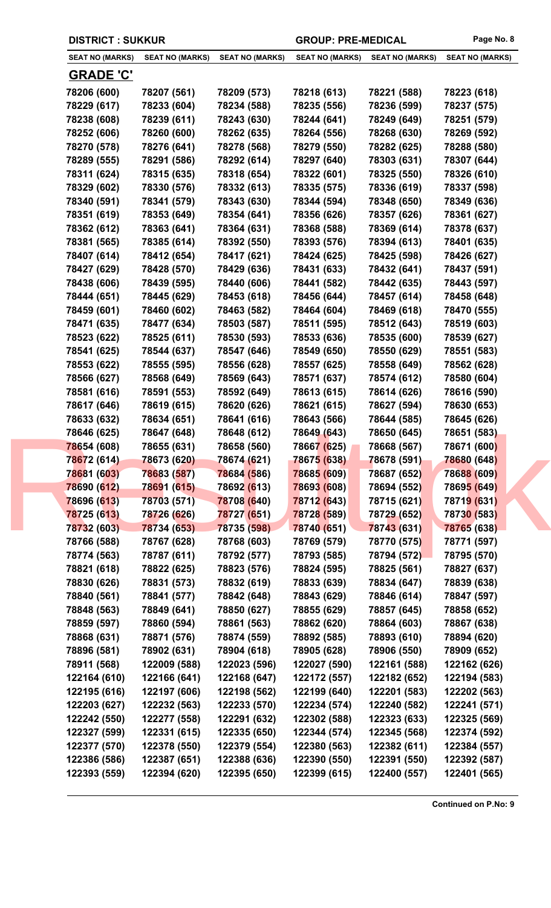**DISTRICT : SUKKUR** | **GROUP: PRE-MEDICAL**

| SEAT NO (MARKS) | SEAT NO (MARKS) | SEAT NO (MARKS) | SEAT NO (MARKS) | SEAT NO (MARKS) | SEAT NO (MARKS) |
|---|---|---|---|---|---|

## GRADE 'C'

| | | | | | |
|---|---|---|---|---|---|
| 78206 (600) | 78207 (561) | 78209 (573) | 78218 (613) | 78221 (588) | 78223 (618) |
| 78229 (617) | 78233 (604) | 78234 (588) | 78235 (556) | 78236 (599) | 78237 (575) |
| 78238 (608) | 78239 (611) | 78243 (630) | 78244 (641) | 78249 (649) | 78251 (579) |
| 78252 (606) | 78260 (600) | 78262 (635) | 78264 (556) | 78268 (630) | 78269 (592) |
| 78270 (578) | 78276 (641) | 78278 (568) | 78279 (550) | 78282 (625) | 78288 (580) |
| 78289 (555) | 78291 (586) | 78292 (614) | 78297 (640) | 78303 (631) | 78307 (644) |
| 78311 (624) | 78315 (635) | 78318 (654) | 78322 (601) | 78325 (550) | 78326 (610) |
| 78329 (602) | 78330 (576) | 78332 (613) | 78335 (575) | 78336 (619) | 78337 (598) |
| 78340 (591) | 78341 (579) | 78343 (630) | 78344 (594) | 78348 (650) | 78349 (636) |
| 78351 (619) | 78353 (649) | 78354 (641) | 78356 (626) | 78357 (626) | 78361 (627) |
| 78362 (612) | 78363 (641) | 78364 (631) | 78368 (588) | 78369 (614) | 78378 (637) |
| 78381 (565) | 78385 (614) | 78392 (550) | 78393 (576) | 78394 (613) | 78401 (635) |
| 78407 (614) | 78412 (654) | 78417 (621) | 78424 (625) | 78425 (598) | 78426 (627) |
| 78427 (629) | 78428 (570) | 78429 (636) | 78431 (633) | 78432 (641) | 78437 (591) |
| 78438 (606) | 78439 (595) | 78440 (606) | 78441 (582) | 78442 (635) | 78443 (597) |
| 78444 (651) | 78445 (629) | 78453 (618) | 78456 (644) | 78457 (614) | 78458 (648) |
| 78459 (601) | 78460 (602) | 78463 (582) | 78464 (604) | 78469 (618) | 78470 (555) |
| 78471 (635) | 78477 (634) | 78503 (587) | 78511 (595) | 78512 (643) | 78519 (603) |
| 78523 (622) | 78525 (611) | 78530 (593) | 78533 (636) | 78535 (600) | 78539 (627) |
| 78541 (625) | 78544 (637) | 78547 (646) | 78549 (650) | 78550 (629) | 78551 (583) |
| 78553 (622) | 78555 (595) | 78556 (628) | 78557 (625) | 78558 (649) | 78562 (628) |
| 78566 (627) | 78568 (649) | 78569 (643) | 78571 (637) | 78574 (612) | 78580 (604) |
| 78581 (616) | 78591 (553) | 78592 (649) | 78613 (615) | 78614 (626) | 78616 (590) |
| 78617 (646) | 78619 (615) | 78620 (626) | 78621 (615) | 78627 (594) | 78630 (653) |
| 78633 (632) | 78634 (651) | 78641 (616) | 78643 (566) | 78644 (585) | 78645 (626) |
| 78646 (625) | 78647 (648) | 78648 (612) | 78649 (643) | 78650 (645) | 78651 (583) |
| 78654 (608) | 78655 (631) | 78658 (560) | 78667 (625) | 78668 (567) | 78671 (600) |
| 78672 (614) | 78673 (620) | 78674 (621) | 78675 (638) | 78678 (591) | 78680 (648) |
| 78681 (603) | 78683 (587) | 78684 (586) | 78685 (609) | 78687 (652) | 78688 (609) |
| 78690 (612) | 78691 (615) | 78692 (613) | 78693 (608) | 78694 (552) | 78695 (649) |
| 78696 (613) | 78703 (571) | 78708 (640) | 78712 (643) | 78715 (621) | 78719 (631) |
| 78725 (613) | 78726 (626) | 78727 (651) | 78728 (589) | 78729 (652) | 78730 (583) |
| 78732 (603) | 78734 (653) | 78735 (598) | 78740 (651) | 78743 (631) | 78765 (638) |
| 78766 (588) | 78767 (628) | 78768 (603) | 78769 (579) | 78770 (575) | 78771 (597) |
| 78774 (563) | 78787 (611) | 78792 (577) | 78793 (585) | 78794 (572) | 78795 (570) |
| 78821 (618) | 78822 (625) | 78823 (576) | 78824 (595) | 78825 (561) | 78827 (637) |
| 78830 (626) | 78831 (573) | 78832 (619) | 78833 (639) | 78834 (647) | 78839 (638) |
| 78840 (561) | 78841 (577) | 78842 (648) | 78843 (629) | 78846 (614) | 78847 (597) |
| 78848 (563) | 78849 (641) | 78850 (627) | 78855 (629) | 78857 (645) | 78858 (652) |
| 78859 (597) | 78860 (594) | 78861 (563) | 78862 (620) | 78864 (603) | 78867 (638) |
| 78868 (631) | 78871 (576) | 78874 (559) | 78892 (585) | 78893 (610) | 78894 (620) |
| 78896 (581) | 78902 (631) | 78904 (618) | 78905 (628) | 78906 (550) | 78909 (652) |
| 78911 (568) | 122009 (588) | 122023 (596) | 122027 (590) | 122161 (588) | 122162 (626) |
| 122164 (610) | 122166 (641) | 122168 (647) | 122172 (557) | 122182 (652) | 122194 (583) |
| 122195 (616) | 122197 (606) | 122198 (562) | 122199 (640) | 122201 (583) | 122202 (563) |
| 122203 (627) | 122232 (563) | 122233 (570) | 122234 (574) | 122240 (582) | 122241 (571) |
| 122242 (550) | 122277 (558) | 122291 (632) | 122302 (588) | 122323 (633) | 122325 (569) |
| 122327 (599) | 122331 (615) | 122335 (650) | 122344 (574) | 122345 (568) | 122374 (592) |
| 122377 (570) | 122378 (550) | 122379 (554) | 122380 (563) | 122382 (611) | 122384 (557) |
| 122386 (586) | 122387 (651) | 122388 (636) | 122390 (550) | 122391 (550) | 122392 (587) |
| 122393 (559) | 122394 (620) | 122395 (650) | 122399 (615) | 122400 (557) | 122401 (565) |

**Continued on P.No: 9**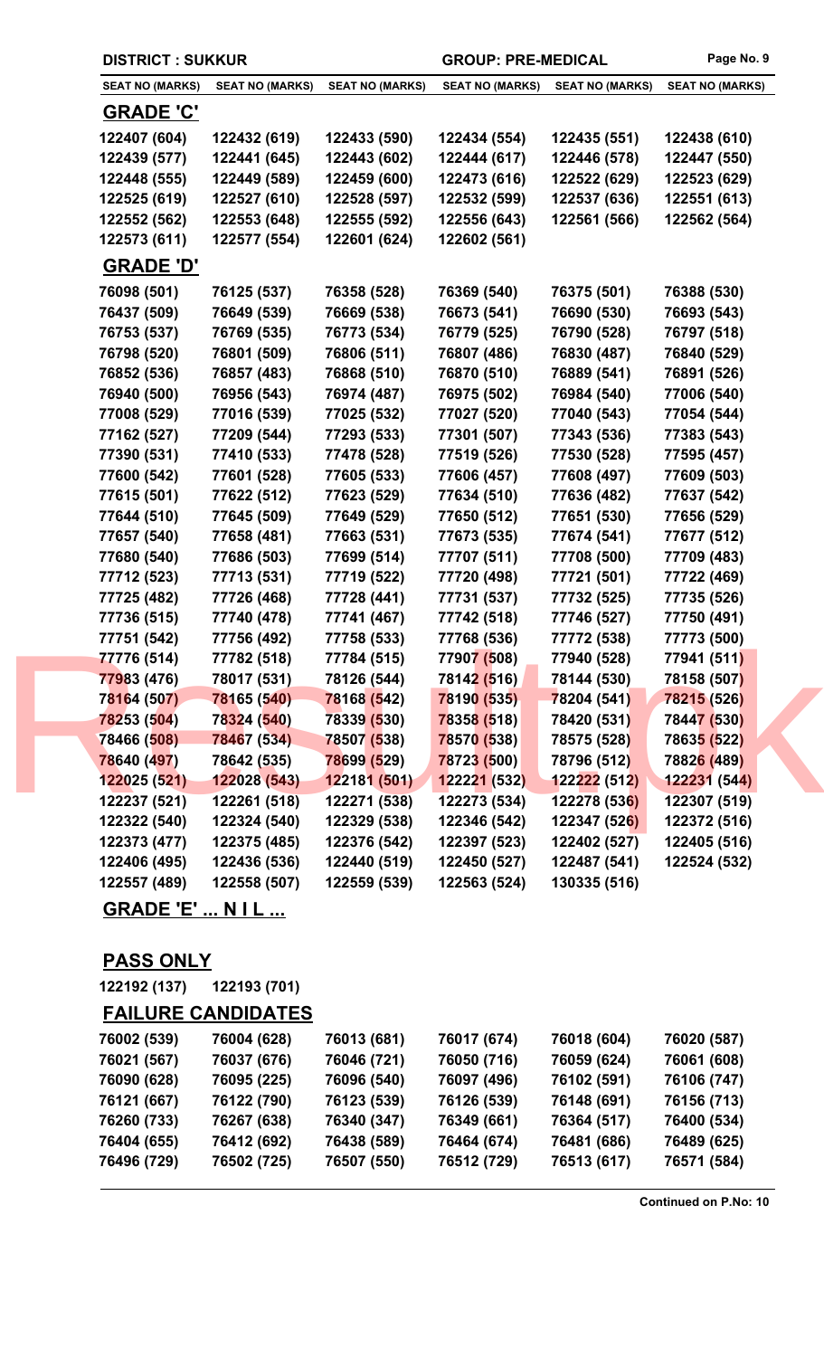DISTRICT : SUKKUR | GROUP: PRE-MEDICAL

| SEAT NO (MARKS) | SEAT NO (MARKS) | SEAT NO (MARKS) | SEAT NO (MARKS) | SEAT NO (MARKS) | SEAT NO (MARKS) |
|---|---|---|---|---|---|

## GRADE 'C'

| | | | | | |
|---|---|---|---|---|---|
| 122407 (604) | 122432 (619) | 122433 (590) | 122434 (554) | 122435 (551) | 122438 (610) |
| 122439 (577) | 122441 (645) | 122443 (602) | 122444 (617) | 122446 (578) | 122447 (550) |
| 122448 (555) | 122449 (589) | 122459 (600) | 122473 (616) | 122522 (629) | 122523 (629) |
| 122525 (619) | 122527 (610) | 122528 (597) | 122532 (599) | 122537 (636) | 122551 (613) |
| 122552 (562) | 122553 (648) | 122555 (592) | 122556 (643) | 122561 (566) | 122562 (564) |
| 122573 (611) | 122577 (554) | 122601 (624) | 122602 (561) | | |

## GRADE 'D'

| | | | | | |
|---|---|---|---|---|---|
| 76098 (501) | 76125 (537) | 76358 (528) | 76369 (540) | 76375 (501) | 76388 (530) |
| 76437 (509) | 76649 (539) | 76669 (538) | 76673 (541) | 76690 (530) | 76693 (543) |
| 76753 (537) | 76769 (535) | 76773 (534) | 76779 (525) | 76790 (528) | 76797 (518) |
| 76798 (520) | 76801 (509) | 76806 (511) | 76807 (486) | 76830 (487) | 76840 (529) |
| 76852 (536) | 76857 (483) | 76868 (510) | 76870 (510) | 76889 (541) | 76891 (526) |
| 76940 (500) | 76956 (543) | 76974 (487) | 76975 (502) | 76984 (540) | 77006 (540) |
| 77008 (529) | 77016 (539) | 77025 (532) | 77027 (520) | 77040 (543) | 77054 (544) |
| 77162 (527) | 77209 (544) | 77293 (533) | 77301 (507) | 77343 (536) | 77383 (543) |
| 77390 (531) | 77410 (533) | 77478 (528) | 77519 (526) | 77530 (528) | 77595 (457) |
| 77600 (542) | 77601 (528) | 77605 (533) | 77606 (457) | 77608 (497) | 77609 (503) |
| 77615 (501) | 77622 (512) | 77623 (529) | 77634 (510) | 77636 (482) | 77637 (542) |
| 77644 (510) | 77645 (509) | 77649 (529) | 77650 (512) | 77651 (530) | 77656 (529) |
| 77657 (540) | 77658 (481) | 77663 (531) | 77673 (535) | 77674 (541) | 77677 (512) |
| 77680 (540) | 77686 (503) | 77699 (514) | 77707 (511) | 77708 (500) | 77709 (483) |
| 77712 (523) | 77713 (531) | 77719 (522) | 77720 (498) | 77721 (501) | 77722 (469) |
| 77725 (482) | 77726 (468) | 77728 (441) | 77731 (537) | 77732 (525) | 77735 (526) |
| 77736 (515) | 77740 (478) | 77741 (467) | 77742 (518) | 77746 (527) | 77750 (491) |
| 77751 (542) | 77756 (492) | 77758 (533) | 77768 (536) | 77772 (538) | 77773 (500) |
| 77776 (514) | 77782 (518) | 77784 (515) | 77907 (508) | 77940 (528) | 77941 (511) |
| 77983 (476) | 78017 (531) | 78126 (544) | 78142 (516) | 78144 (530) | 78158 (507) |
| 78164 (507) | 78165 (540) | 78168 (542) | 78190 (535) | 78204 (541) | 78215 (526) |
| 78253 (504) | 78324 (540) | 78339 (530) | 78358 (518) | 78420 (531) | 78447 (530) |
| 78466 (508) | 78467 (534) | 78507 (538) | 78570 (538) | 78575 (528) | 78635 (522) |
| 78640 (497) | 78642 (535) | 78699 (529) | 78723 (500) | 78796 (512) | 78826 (489) |
| 122025 (521) | 122028 (543) | 122181 (501) | 122221 (532) | 122222 (512) | 122231 (544) |
| 122237 (521) | 122261 (518) | 122271 (538) | 122273 (534) | 122278 (536) | 122307 (519) |
| 122322 (540) | 122324 (540) | 122329 (538) | 122346 (542) | 122347 (526) | 122372 (516) |
| 122373 (477) | 122375 (485) | 122376 (542) | 122397 (523) | 122402 (527) | 122405 (516) |
| 122406 (495) | 122436 (536) | 122440 (519) | 122450 (527) | 122487 (541) | 122524 (532) |
| 122557 (489) | 122558 (507) | 122559 (539) | 122563 (524) | 130335 (516) | |

## GRADE 'E' ... N I L ...

## PASS ONLY

| | |
|---|---|
| 122192 (137) | 122193 (701) |

## FAILURE CANDIDATES

| | | | | | |
|---|---|---|---|---|---|
| 76002 (539) | 76004 (628) | 76013 (681) | 76017 (674) | 76018 (604) | 76020 (587) |
| 76021 (567) | 76037 (676) | 76046 (721) | 76050 (716) | 76059 (624) | 76061 (608) |
| 76090 (628) | 76095 (225) | 76096 (540) | 76097 (496) | 76102 (591) | 76106 (747) |
| 76121 (667) | 76122 (790) | 76123 (539) | 76126 (539) | 76148 (691) | 76156 (713) |
| 76260 (733) | 76267 (638) | 76340 (347) | 76349 (661) | 76364 (517) | 76400 (534) |
| 76404 (655) | 76412 (692) | 76438 (589) | 76464 (674) | 76481 (686) | 76489 (625) |
| 76496 (729) | 76502 (725) | 76507 (550) | 76512 (729) | 76513 (617) | 76571 (584) |

Continued on P.No: 10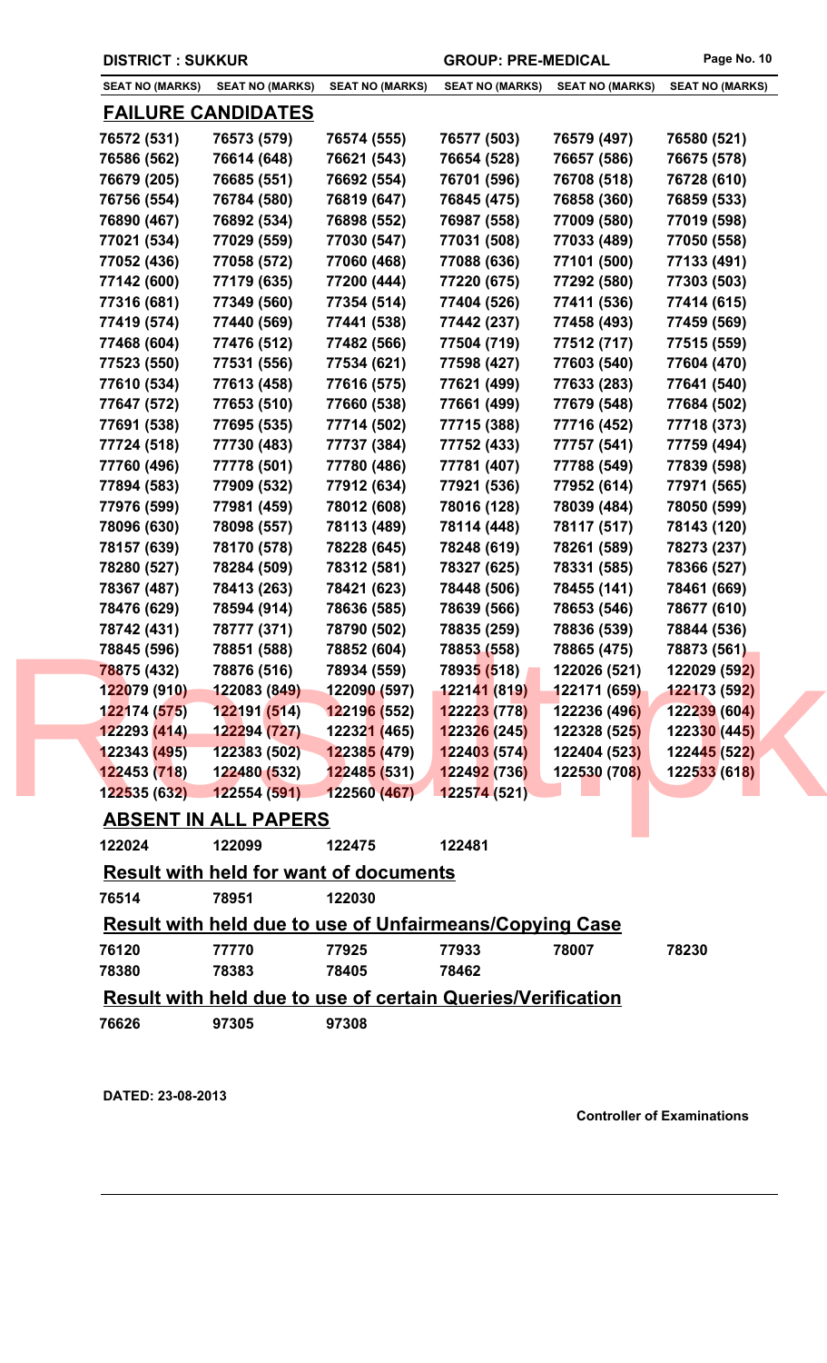DISTRICT : SUKKUR GROUP: PRE-MEDICAL

| SEAT NO (MARKS) | SEAT NO (MARKS) | SEAT NO (MARKS) | SEAT NO (MARKS) | SEAT NO (MARKS) | SEAT NO (MARKS) |
|---|---|---|---|---|---|

## FAILURE CANDIDATES

| | | | | | |
|---|---|---|---|---|---|
| 76572 (531) | 76573 (579) | 76574 (555) | 76577 (503) | 76579 (497) | 76580 (521) |
| 76586 (562) | 76614 (648) | 76621 (543) | 76654 (528) | 76657 (586) | 76675 (578) |
| 76679 (205) | 76685 (551) | 76692 (554) | 76701 (596) | 76708 (518) | 76728 (610) |
| 76756 (554) | 76784 (580) | 76819 (647) | 76845 (475) | 76858 (360) | 76859 (533) |
| 76890 (467) | 76892 (534) | 76898 (552) | 76987 (558) | 77009 (580) | 77019 (598) |
| 77021 (534) | 77029 (559) | 77030 (547) | 77031 (508) | 77033 (489) | 77050 (558) |
| 77052 (436) | 77058 (572) | 77060 (468) | 77088 (636) | 77101 (500) | 77133 (491) |
| 77142 (600) | 77179 (635) | 77200 (444) | 77220 (675) | 77292 (580) | 77303 (503) |
| 77316 (681) | 77349 (560) | 77354 (514) | 77404 (526) | 77411 (536) | 77414 (615) |
| 77419 (574) | 77440 (569) | 77441 (538) | 77442 (237) | 77458 (493) | 77459 (569) |
| 77468 (604) | 77476 (512) | 77482 (566) | 77504 (719) | 77512 (717) | 77515 (559) |
| 77523 (550) | 77531 (556) | 77534 (621) | 77598 (427) | 77603 (540) | 77604 (470) |
| 77610 (534) | 77613 (458) | 77616 (575) | 77621 (499) | 77633 (283) | 77641 (540) |
| 77647 (572) | 77653 (510) | 77660 (538) | 77661 (499) | 77679 (548) | 77684 (502) |
| 77691 (538) | 77695 (535) | 77714 (502) | 77715 (388) | 77716 (452) | 77718 (373) |
| 77724 (518) | 77730 (483) | 77737 (384) | 77752 (433) | 77757 (541) | 77759 (494) |
| 77760 (496) | 77778 (501) | 77780 (486) | 77781 (407) | 77788 (549) | 77839 (598) |
| 77894 (583) | 77909 (532) | 77912 (634) | 77921 (536) | 77952 (614) | 77971 (565) |
| 77976 (599) | 77981 (459) | 78012 (608) | 78016 (128) | 78039 (484) | 78050 (599) |
| 78096 (630) | 78098 (557) | 78113 (489) | 78114 (448) | 78117 (517) | 78143 (120) |
| 78157 (639) | 78170 (578) | 78228 (645) | 78248 (619) | 78261 (589) | 78273 (237) |
| 78280 (527) | 78284 (509) | 78312 (581) | 78327 (625) | 78331 (585) | 78366 (527) |
| 78367 (487) | 78413 (263) | 78421 (623) | 78448 (506) | 78455 (141) | 78461 (669) |
| 78476 (629) | 78594 (914) | 78636 (585) | 78639 (566) | 78653 (546) | 78677 (610) |
| 78742 (431) | 78777 (371) | 78790 (502) | 78835 (259) | 78836 (539) | 78844 (536) |
| 78845 (596) | 78851 (588) | 78852 (604) | 78853 (558) | 78865 (475) | 78873 (561) |
| 78875 (432) | 78876 (516) | 78934 (559) | 78935 (518) | 122026 (521) | 122029 (592) |
| 122079 (910) | 122083 (849) | 122090 (597) | 122141 (819) | 122171 (659) | 122173 (592) |
| 122174 (575) | 122191 (514) | 122196 (552) | 122223 (778) | 122236 (496) | 122239 (604) |
| 122293 (414) | 122294 (727) | 122321 (465) | 122326 (245) | 122328 (525) | 122330 (445) |
| 122343 (495) | 122383 (502) | 122385 (479) | 122403 (574) | 122404 (523) | 122445 (522) |
| 122453 (718) | 122480 (532) | 122485 (531) | 122492 (736) | 122530 (708) | 122533 (618) |
| 122535 (632) | 122554 (591) | 122560 (467) | 122574 (521) | | |

## ABSENT IN ALL PAPERS

| | | | |
|---|---|---|---|
| 122024 | 122099 | 122475 | 122481 |

## Result with held for want of documents

| | | |
|---|---|---|
| 76514 | 78951 | 122030 |

## Result with held due to use of Unfairmeans/Copying Case

| | | | | | |
|---|---|---|---|---|---|
| 76120 | 77770 | 77925 | 77933 | 78007 | 78230 |
| 78380 | 78383 | 78405 | 78462 | | |

## Result with held due to use of certain Queries/Verification

| | | |
|---|---|---|
| 76626 | 97305 | 97308 |

DATED: 23-08-2013

Controller of Examinations